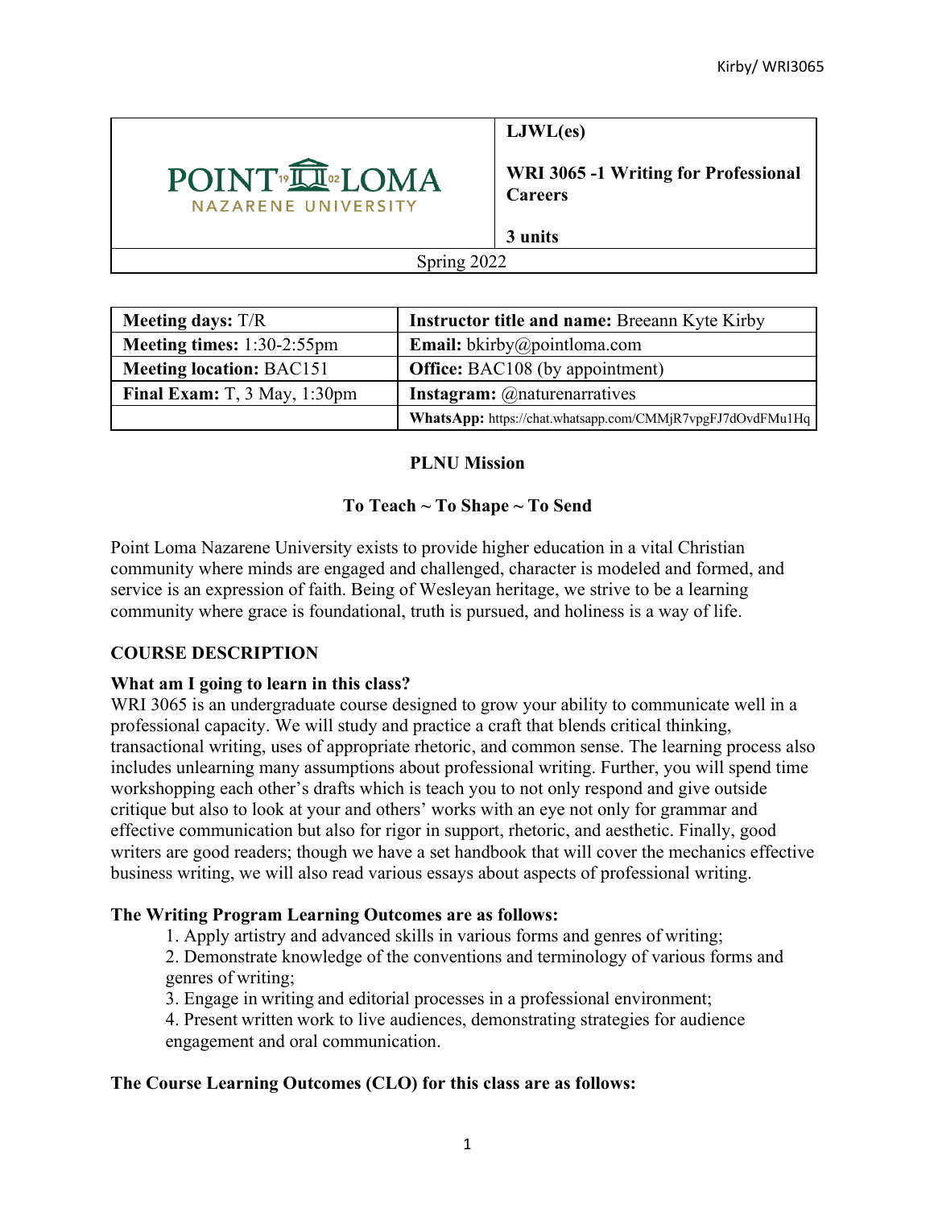| POINT LOMA NAZARENE UNIVERSITY | **LJWL(es)**<br><br>**WRI 3065 -1 Writing for Professional Careers**<br><br>**3 units** |
|---|---|
| Spring 2022 | |

| | |
|---|---|
| **Meeting days:** T/R | **Instructor title and name:** Breeann Kyte Kirby |
| **Meeting times:** 1:30-2:55pm | **Email:** bkirby@pointloma.com |
| **Meeting location:** BAC151 | **Office:** BAC108 (by appointment) |
| **Final Exam:** T, 3 May, 1:30pm | **Instagram:** @naturenarratives |
| | **WhatsApp:** https://chat.whatsapp.com/CMMjR7vpgFJ7dOvdFMu1Hq |

**PLNU Mission**

**To Teach ~ To Shape ~ To Send**

Point Loma Nazarene University exists to provide higher education in a vital Christian community where minds are engaged and challenged, character is modeled and formed, and service is an expression of faith. Being of Wesleyan heritage, we strive to be a learning community where grace is foundational, truth is pursued, and holiness is a way of life.

## COURSE DESCRIPTION

### What am I going to learn in this class?

WRI 3065 is an undergraduate course designed to grow your ability to communicate well in a professional capacity. We will study and practice a craft that blends critical thinking, transactional writing, uses of appropriate rhetoric, and common sense. The learning process also includes unlearning many assumptions about professional writing. Further, you will spend time workshopping each other's drafts which is teach you to not only respond and give outside critique but also to look at your and others' works with an eye not only for grammar and effective communication but also for rigor in support, rhetoric, and aesthetic. Finally, good writers are good readers; though we have a set handbook that will cover the mechanics effective business writing, we will also read various essays about aspects of professional writing.

### The Writing Program Learning Outcomes are as follows:

1. Apply artistry and advanced skills in various forms and genres of writing;
2. Demonstrate knowledge of the conventions and terminology of various forms and genres of writing;
3. Engage in writing and editorial processes in a professional environment;
4. Present written work to live audiences, demonstrating strategies for audience engagement and oral communication.

### The Course Learning Outcomes (CLO) for this class are as follows: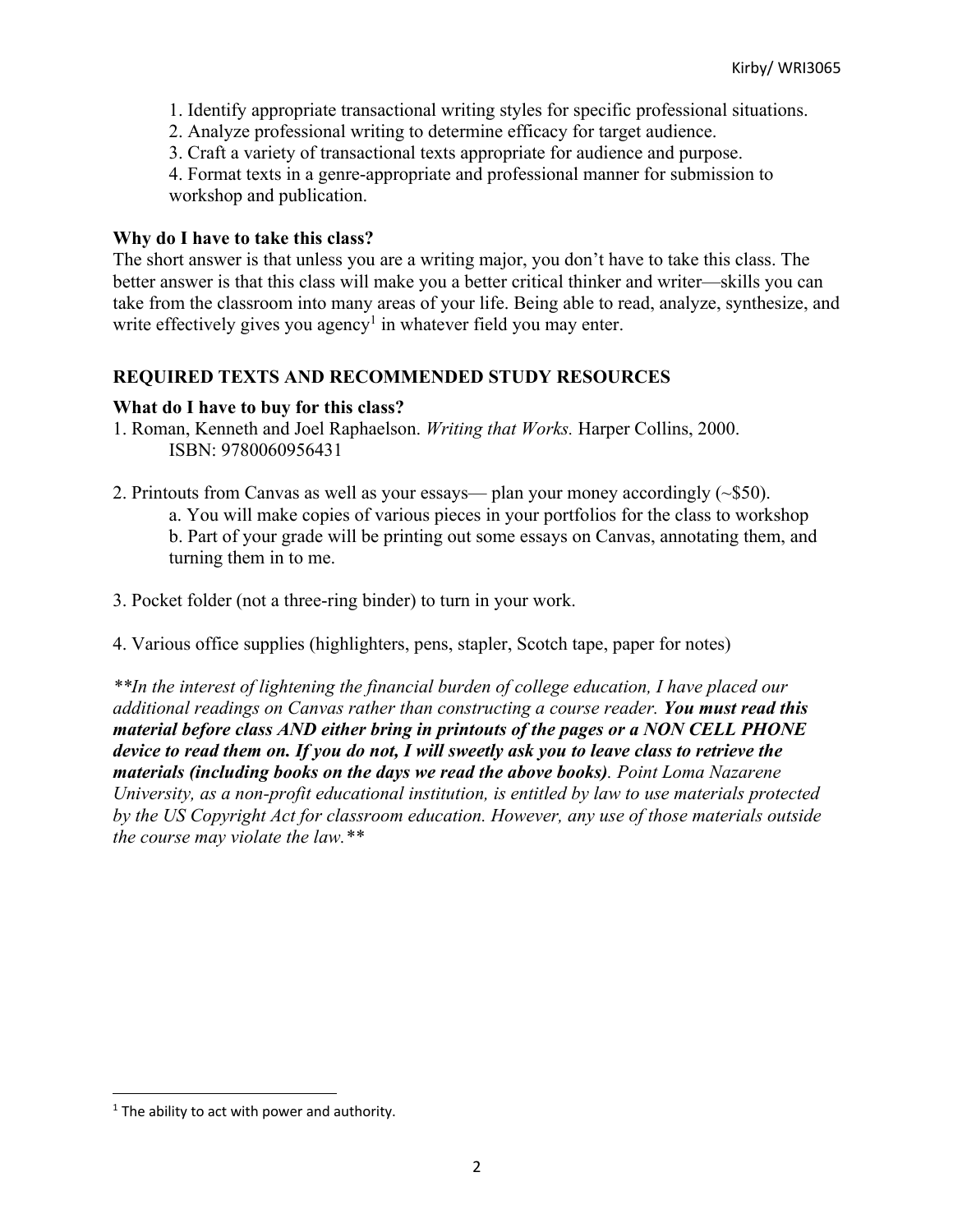1. Identify appropriate transactional writing styles for specific professional situations.
2. Analyze professional writing to determine efficacy for target audience.
3. Craft a variety of transactional texts appropriate for audience and purpose.
4. Format texts in a genre-appropriate and professional manner for submission to workshop and publication.

### Why do I have to take this class?

The short answer is that unless you are a writing major, you don't have to take this class. The better answer is that this class will make you a better critical thinker and writer—skills you can take from the classroom into many areas of your life. Being able to read, analyze, synthesize, and write effectively gives you agency[1] in whatever field you may enter.

## REQUIRED TEXTS AND RECOMMENDED STUDY RESOURCES

### What do I have to buy for this class?

1. Roman, Kenneth and Joel Raphaelson. *Writing that Works.* Harper Collins, 2000. ISBN: 9780060956431

2. Printouts from Canvas as well as your essays— plan your money accordingly (~$50).
   a. You will make copies of various pieces in your portfolios for the class to workshop
   b. Part of your grade will be printing out some essays on Canvas, annotating them, and turning them in to me.

3. Pocket folder (not a three-ring binder) to turn in your work.

4. Various office supplies (highlighters, pens, stapler, Scotch tape, paper for notes)

*\*\*In the interest of lightening the financial burden of college education, I have placed our additional readings on Canvas rather than constructing a course reader.* ***You must read this material before class AND either bring in printouts of the pages or a NON CELL PHONE device to read them on. If you do not, I will sweetly ask you to leave class to retrieve the materials (including books on the days we read the above books)****. Point Loma Nazarene University, as a non-profit educational institution, is entitled by law to use materials protected by the US Copyright Act for classroom education. However, any use of those materials outside the course may violate the law.\*\**

---

[1] The ability to act with power and authority.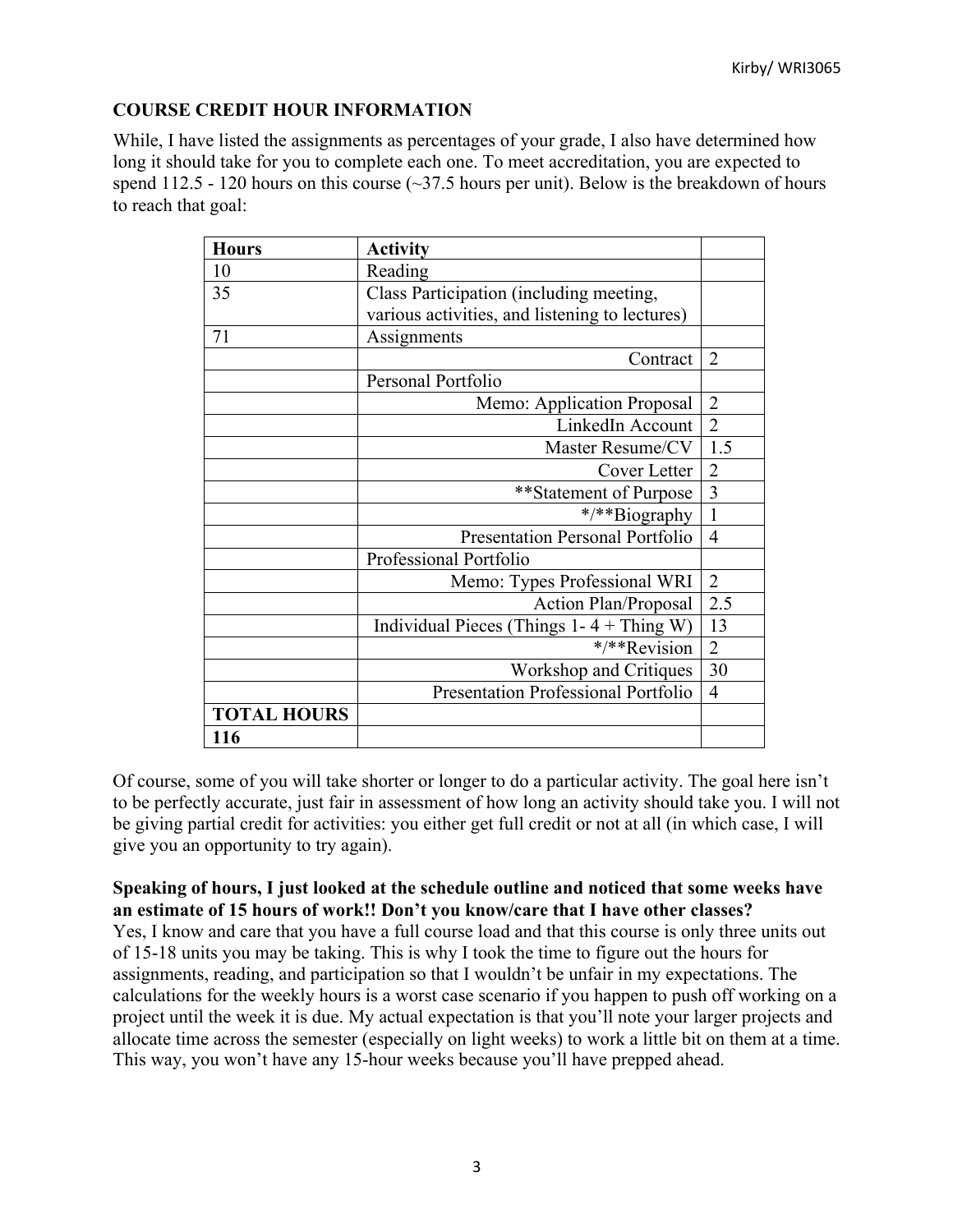## COURSE CREDIT HOUR INFORMATION

While, I have listed the assignments as percentages of your grade, I also have determined how long it should take for you to complete each one. To meet accreditation, you are expected to spend 112.5 - 120 hours on this course (~37.5 hours per unit). Below is the breakdown of hours to reach that goal:

| **Hours** | **Activity** | |
|---|---|---|
| 10 | Reading | |
| 35 | Class Participation (including meeting, various activities, and listening to lectures) | |
| 71 | Assignments | |
| | Contract | 2 |
| | Personal Portfolio | |
| | Memo: Application Proposal | 2 |
| | LinkedIn Account | 2 |
| | Master Resume/CV | 1.5 |
| | Cover Letter | 2 |
| | **Statement of Purpose | 3 |
| | */**Biography | 1 |
| | Presentation Personal Portfolio | 4 |
| | Professional Portfolio | |
| | Memo: Types Professional WRI | 2 |
| | Action Plan/Proposal | 2.5 |
| | Individual Pieces (Things 1- 4 + Thing W) | 13 |
| | */**Revision | 2 |
| | Workshop and Critiques | 30 |
| | Presentation Professional Portfolio | 4 |
| **TOTAL HOURS** | | |
| **116** | | |

Of course, some of you will take shorter or longer to do a particular activity. The goal here isn't to be perfectly accurate, just fair in assessment of how long an activity should take you. I will not be giving partial credit for activities: you either get full credit or not at all (in which case, I will give you an opportunity to try again).

**Speaking of hours, I just looked at the schedule outline and noticed that some weeks have an estimate of 15 hours of work!! Don't you know/care that I have other classes?**

Yes, I know and care that you have a full course load and that this course is only three units out of 15-18 units you may be taking. This is why I took the time to figure out the hours for assignments, reading, and participation so that I wouldn't be unfair in my expectations. The calculations for the weekly hours is a worst case scenario if you happen to push off working on a project until the week it is due. My actual expectation is that you'll note your larger projects and allocate time across the semester (especially on light weeks) to work a little bit on them at a time. This way, you won't have any 15-hour weeks because you'll have prepped ahead.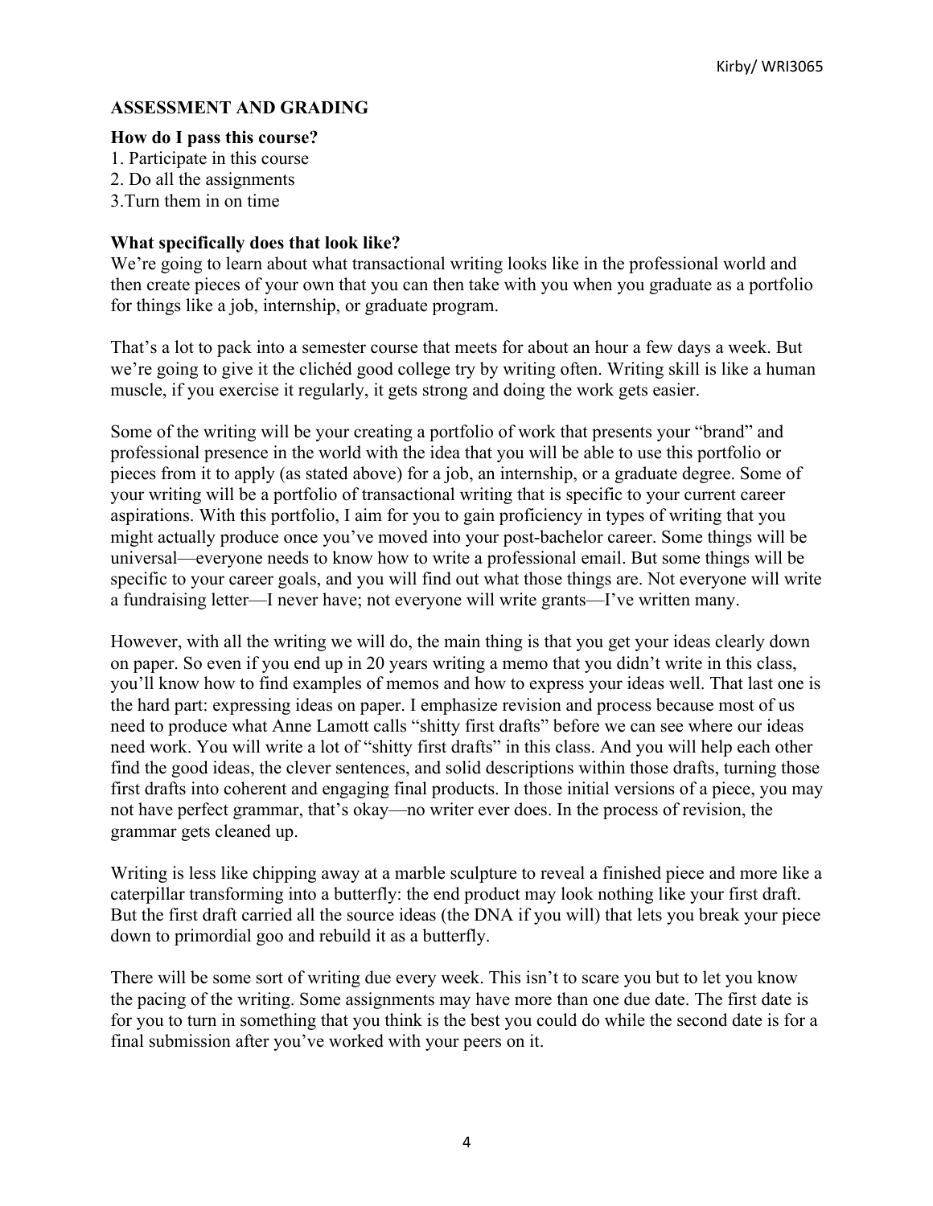## ASSESSMENT AND GRADING

**How do I pass this course?**

1. Participate in this course
2. Do all the assignments
3. Turn them in on time

**What specifically does that look like?**

We're going to learn about what transactional writing looks like in the professional world and then create pieces of your own that you can then take with you when you graduate as a portfolio for things like a job, internship, or graduate program.

That's a lot to pack into a semester course that meets for about an hour a few days a week. But we're going to give it the clichéd good college try by writing often. Writing skill is like a human muscle, if you exercise it regularly, it gets strong and doing the work gets easier.

Some of the writing will be your creating a portfolio of work that presents your "brand" and professional presence in the world with the idea that you will be able to use this portfolio or pieces from it to apply (as stated above) for a job, an internship, or a graduate degree. Some of your writing will be a portfolio of transactional writing that is specific to your current career aspirations. With this portfolio, I aim for you to gain proficiency in types of writing that you might actually produce once you've moved into your post-bachelor career. Some things will be universal—everyone needs to know how to write a professional email. But some things will be specific to your career goals, and you will find out what those things are. Not everyone will write a fundraising letter—I never have; not everyone will write grants—I've written many.

However, with all the writing we will do, the main thing is that you get your ideas clearly down on paper. So even if you end up in 20 years writing a memo that you didn't write in this class, you'll know how to find examples of memos and how to express your ideas well. That last one is the hard part: expressing ideas on paper. I emphasize revision and process because most of us need to produce what Anne Lamott calls "shitty first drafts" before we can see where our ideas need work. You will write a lot of "shitty first drafts" in this class. And you will help each other find the good ideas, the clever sentences, and solid descriptions within those drafts, turning those first drafts into coherent and engaging final products. In those initial versions of a piece, you may not have perfect grammar, that's okay—no writer ever does. In the process of revision, the grammar gets cleaned up.

Writing is less like chipping away at a marble sculpture to reveal a finished piece and more like a caterpillar transforming into a butterfly: the end product may look nothing like your first draft. But the first draft carried all the source ideas (the DNA if you will) that lets you break your piece down to primordial goo and rebuild it as a butterfly.

There will be some sort of writing due every week. This isn't to scare you but to let you know the pacing of the writing. Some assignments may have more than one due date. The first date is for you to turn in something that you think is the best you could do while the second date is for a final submission after you've worked with your peers on it.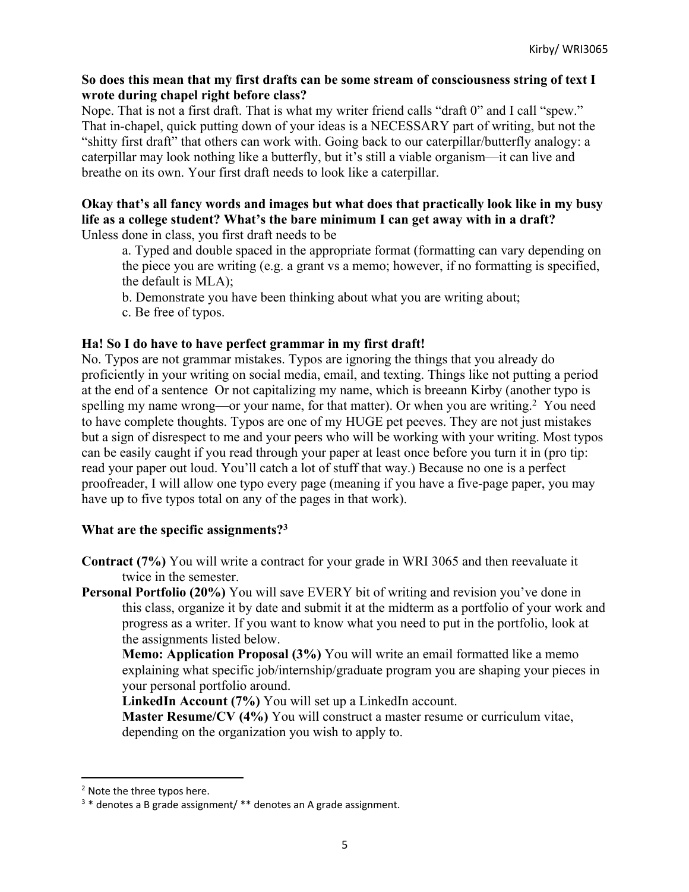**So does this mean that my first drafts can be some stream of consciousness string of text I wrote during chapel right before class?**

Nope. That is not a first draft. That is what my writer friend calls "draft 0" and I call "spew." That in-chapel, quick putting down of your ideas is a NECESSARY part of writing, but not the "shitty first draft" that others can work with. Going back to our caterpillar/butterfly analogy: a caterpillar may look nothing like a butterfly, but it's still a viable organism—it can live and breathe on its own. Your first draft needs to look like a caterpillar.

**Okay that's all fancy words and images but what does that practically look like in my busy life as a college student? What's the bare minimum I can get away with in a draft?**

Unless done in class, you first draft needs to be

a. Typed and double spaced in the appropriate format (formatting can vary depending on the piece you are writing (e.g. a grant vs a memo; however, if no formatting is specified, the default is MLA);
b. Demonstrate you have been thinking about what you are writing about;
c. Be free of typos.

**Ha! So I do have to have perfect grammar in my first draft!**

No. Typos are not grammar mistakes. Typos are ignoring the things that you already do proficiently in your writing on social media, email, and texting. Things like not putting a period at the end of a sentence  Or not capitalizing my name, which is breeann Kirby (another typo is spelling my name wrong—or your name, for that matter). Or when you are writing.[2]  You need to have complete thoughts. Typos are one of my HUGE pet peeves. They are not just mistakes but a sign of disrespect to me and your peers who will be working with your writing. Most typos can be easily caught if you read through your paper at least once before you turn it in (pro tip: read your paper out loud. You'll catch a lot of stuff that way.) Because no one is a perfect proofreader, I will allow one typo every page (meaning if you have a five-page paper, you may have up to five typos total on any of the pages in that work).

**What are the specific assignments?[3]**

**Contract (7%)** You will write a contract for your grade in WRI 3065 and then reevaluate it twice in the semester.

**Personal Portfolio (20%)** You will save EVERY bit of writing and revision you've done in this class, organize it by date and submit it at the midterm as a portfolio of your work and progress as a writer. If you want to know what you need to put in the portfolio, look at the assignments listed below.

**Memo: Application Proposal (3%)** You will write an email formatted like a memo explaining what specific job/internship/graduate program you are shaping your pieces in your personal portfolio around.

**LinkedIn Account (7%)** You will set up a LinkedIn account.

**Master Resume/CV (4%)** You will construct a master resume or curriculum vitae, depending on the organization you wish to apply to.

---

[2] Note the three typos here.

[3] * denotes a B grade assignment/ ** denotes an A grade assignment.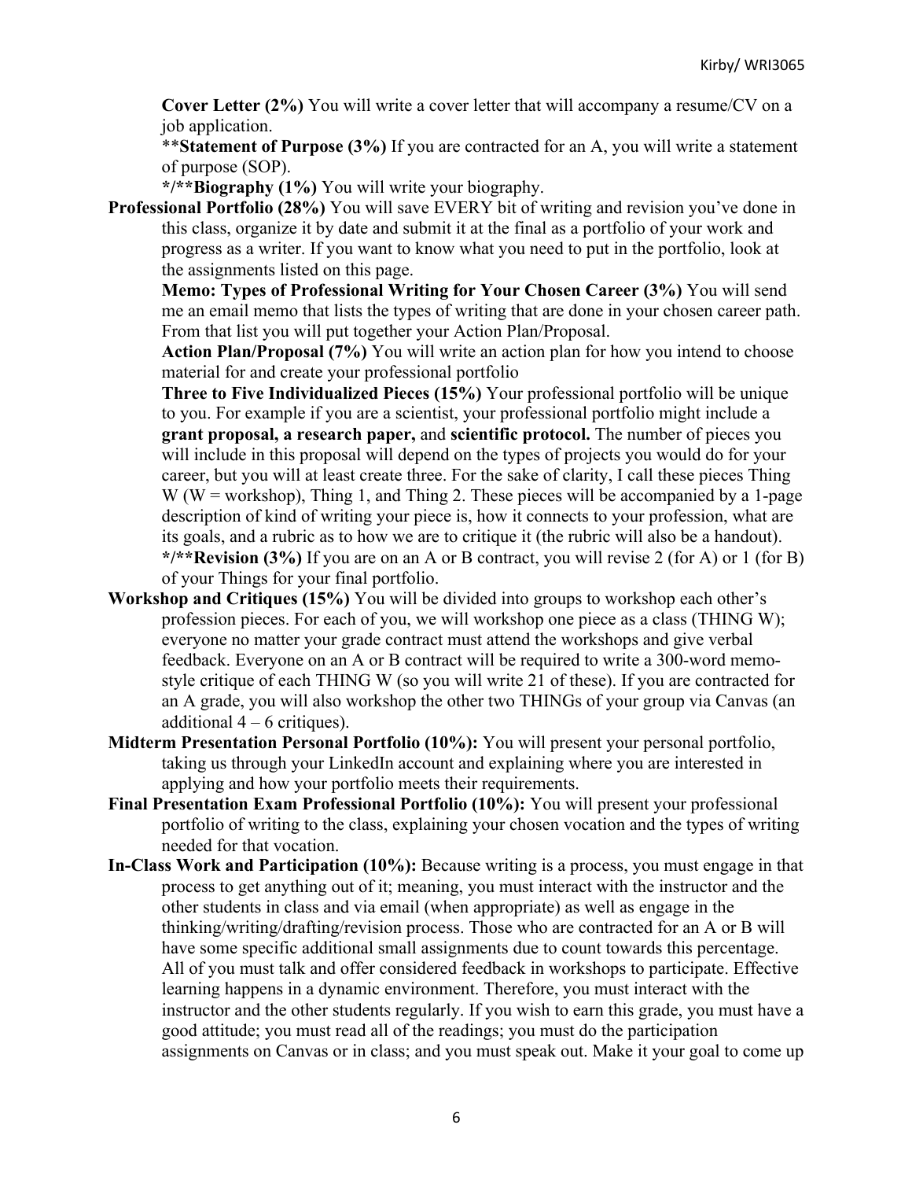**Cover Letter (2%)** You will write a cover letter that will accompany a resume/CV on a job application.

**Statement of Purpose (3%)** If you are contracted for an A, you will write a statement of purpose (SOP).

*/**Biography (1%)** You will write your biography.

**Professional Portfolio (28%)** You will save EVERY bit of writing and revision you've done in this class, organize it by date and submit it at the final as a portfolio of your work and progress as a writer. If you want to know what you need to put in the portfolio, look at the assignments listed on this page.

**Memo: Types of Professional Writing for Your Chosen Career (3%)** You will send me an email memo that lists the types of writing that are done in your chosen career path. From that list you will put together your Action Plan/Proposal.

**Action Plan/Proposal (7%)** You will write an action plan for how you intend to choose material for and create your professional portfolio

**Three to Five Individualized Pieces (15%)** Your professional portfolio will be unique to you. For example if you are a scientist, your professional portfolio might include a **grant proposal, a research paper,** and **scientific protocol.** The number of pieces you will include in this proposal will depend on the types of projects you would do for your career, but you will at least create three. For the sake of clarity, I call these pieces Thing W (W = workshop), Thing 1, and Thing 2. These pieces will be accompanied by a 1-page description of kind of writing your piece is, how it connects to your profession, what are its goals, and a rubric as to how we are to critique it (the rubric will also be a handout).

*/**Revision (3%)** If you are on an A or B contract, you will revise 2 (for A) or 1 (for B) of your Things for your final portfolio.

**Workshop and Critiques (15%)** You will be divided into groups to workshop each other's profession pieces. For each of you, we will workshop one piece as a class (THING W); everyone no matter your grade contract must attend the workshops and give verbal feedback. Everyone on an A or B contract will be required to write a 300-word memo-style critique of each THING W (so you will write 21 of these). If you are contracted for an A grade, you will also workshop the other two THINGs of your group via Canvas (an additional 4 – 6 critiques).

**Midterm Presentation Personal Portfolio (10%):** You will present your personal portfolio, taking us through your LinkedIn account and explaining where you are interested in applying and how your portfolio meets their requirements.

**Final Presentation Exam Professional Portfolio (10%):** You will present your professional portfolio of writing to the class, explaining your chosen vocation and the types of writing needed for that vocation.

**In-Class Work and Participation (10%):** Because writing is a process, you must engage in that process to get anything out of it; meaning, you must interact with the instructor and the other students in class and via email (when appropriate) as well as engage in the thinking/writing/drafting/revision process. Those who are contracted for an A or B will have some specific additional small assignments due to count towards this percentage. All of you must talk and offer considered feedback in workshops to participate. Effective learning happens in a dynamic environment. Therefore, you must interact with the instructor and the other students regularly. If you wish to earn this grade, you must have a good attitude; you must read all of the readings; you must do the participation assignments on Canvas or in class; and you must speak out. Make it your goal to come up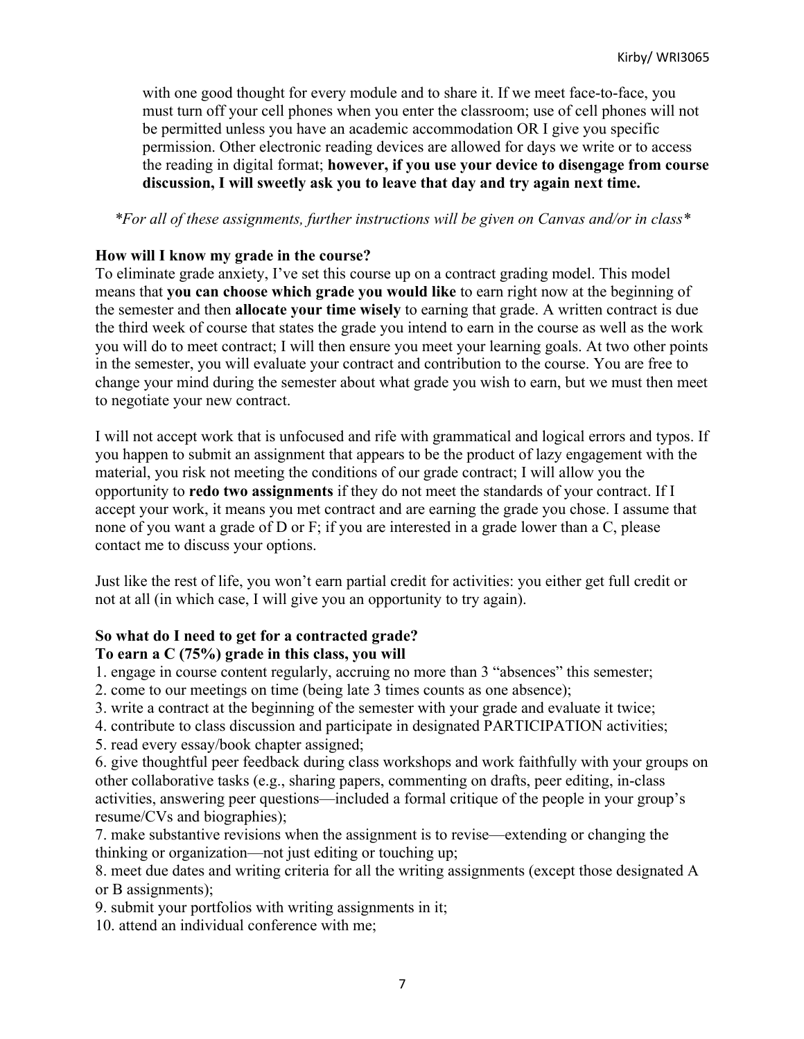with one good thought for every module and to share it. If we meet face-to-face, you must turn off your cell phones when you enter the classroom; use of cell phones will not be permitted unless you have an academic accommodation OR I give you specific permission. Other electronic reading devices are allowed for days we write or to access the reading in digital format; **however, if you use your device to disengage from course discussion, I will sweetly ask you to leave that day and try again next time.**

*\*For all of these assignments, further instructions will be given on Canvas and/or in class\**

**How will I know my grade in the course?**

To eliminate grade anxiety, I've set this course up on a contract grading model. This model means that **you can choose which grade you would like** to earn right now at the beginning of the semester and then **allocate your time wisely** to earning that grade. A written contract is due the third week of course that states the grade you intend to earn in the course as well as the work you will do to meet contract; I will then ensure you meet your learning goals. At two other points in the semester, you will evaluate your contract and contribution to the course. You are free to change your mind during the semester about what grade you wish to earn, but we must then meet to negotiate your new contract.

I will not accept work that is unfocused and rife with grammatical and logical errors and typos. If you happen to submit an assignment that appears to be the product of lazy engagement with the material, you risk not meeting the conditions of our grade contract; I will allow you the opportunity to **redo two assignments** if they do not meet the standards of your contract. If I accept your work, it means you met contract and are earning the grade you chose. I assume that none of you want a grade of D or F; if you are interested in a grade lower than a C, please contact me to discuss your options.

Just like the rest of life, you won't earn partial credit for activities: you either get full credit or not at all (in which case, I will give you an opportunity to try again).

**So what do I need to get for a contracted grade?**

**To earn a C (75%) grade in this class, you will**

1. engage in course content regularly, accruing no more than 3 "absences" this semester;
2. come to our meetings on time (being late 3 times counts as one absence);
3. write a contract at the beginning of the semester with your grade and evaluate it twice;
4. contribute to class discussion and participate in designated PARTICIPATION activities;
5. read every essay/book chapter assigned;
6. give thoughtful peer feedback during class workshops and work faithfully with your groups on other collaborative tasks (e.g., sharing papers, commenting on drafts, peer editing, in-class activities, answering peer questions—included a formal critique of the people in your group's resume/CVs and biographies);
7. make substantive revisions when the assignment is to revise—extending or changing the thinking or organization—not just editing or touching up;
8. meet due dates and writing criteria for all the writing assignments (except those designated A or B assignments);
9. submit your portfolios with writing assignments in it;
10. attend an individual conference with me;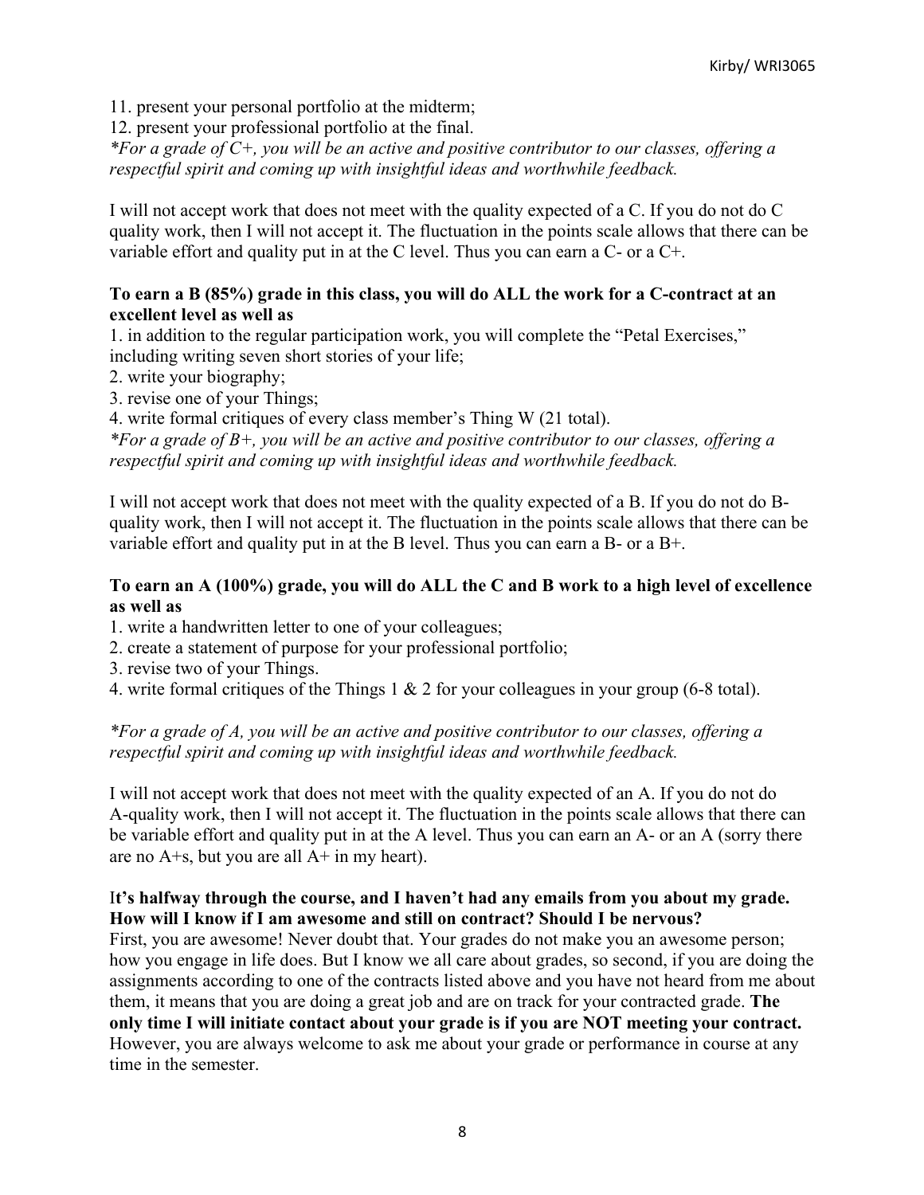11. present your personal portfolio at the midterm;
12. present your professional portfolio at the final.

*\*For a grade of C+, you will be an active and positive contributor to our classes, offering a respectful spirit and coming up with insightful ideas and worthwhile feedback.*

I will not accept work that does not meet with the quality expected of a C. If you do not do C quality work, then I will not accept it. The fluctuation in the points scale allows that there can be variable effort and quality put in at the C level. Thus you can earn a C- or a C+.

**To earn a B (85%) grade in this class, you will do ALL the work for a C-contract at an excellent level as well as**

1. in addition to the regular participation work, you will complete the "Petal Exercises," including writing seven short stories of your life;
2. write your biography;
3. revise one of your Things;
4. write formal critiques of every class member's Thing W (21 total).

*\*For a grade of B+, you will be an active and positive contributor to our classes, offering a respectful spirit and coming up with insightful ideas and worthwhile feedback.*

I will not accept work that does not meet with the quality expected of a B. If you do not do B-quality work, then I will not accept it. The fluctuation in the points scale allows that there can be variable effort and quality put in at the B level. Thus you can earn a B- or a B+.

**To earn an A (100%) grade, you will do ALL the C and B work to a high level of excellence as well as**

1. write a handwritten letter to one of your colleagues;
2. create a statement of purpose for your professional portfolio;
3. revise two of your Things.
4. write formal critiques of the Things 1 & 2 for your colleagues in your group (6-8 total).

*\*For a grade of A, you will be an active and positive contributor to our classes, offering a respectful spirit and coming up with insightful ideas and worthwhile feedback.*

I will not accept work that does not meet with the quality expected of an A. If you do not do A-quality work, then I will not accept it. The fluctuation in the points scale allows that there can be variable effort and quality put in at the A level. Thus you can earn an A- or an A (sorry there are no A+s, but you are all A+ in my heart).

**It's halfway through the course, and I haven't had any emails from you about my grade. How will I know if I am awesome and still on contract? Should I be nervous?**

First, you are awesome! Never doubt that. Your grades do not make you an awesome person; how you engage in life does. But I know we all care about grades, so second, if you are doing the assignments according to one of the contracts listed above and you have not heard from me about them, it means that you are doing a great job and are on track for your contracted grade. **The only time I will initiate contact about your grade is if you are NOT meeting your contract.** However, you are always welcome to ask me about your grade or performance in course at any time in the semester.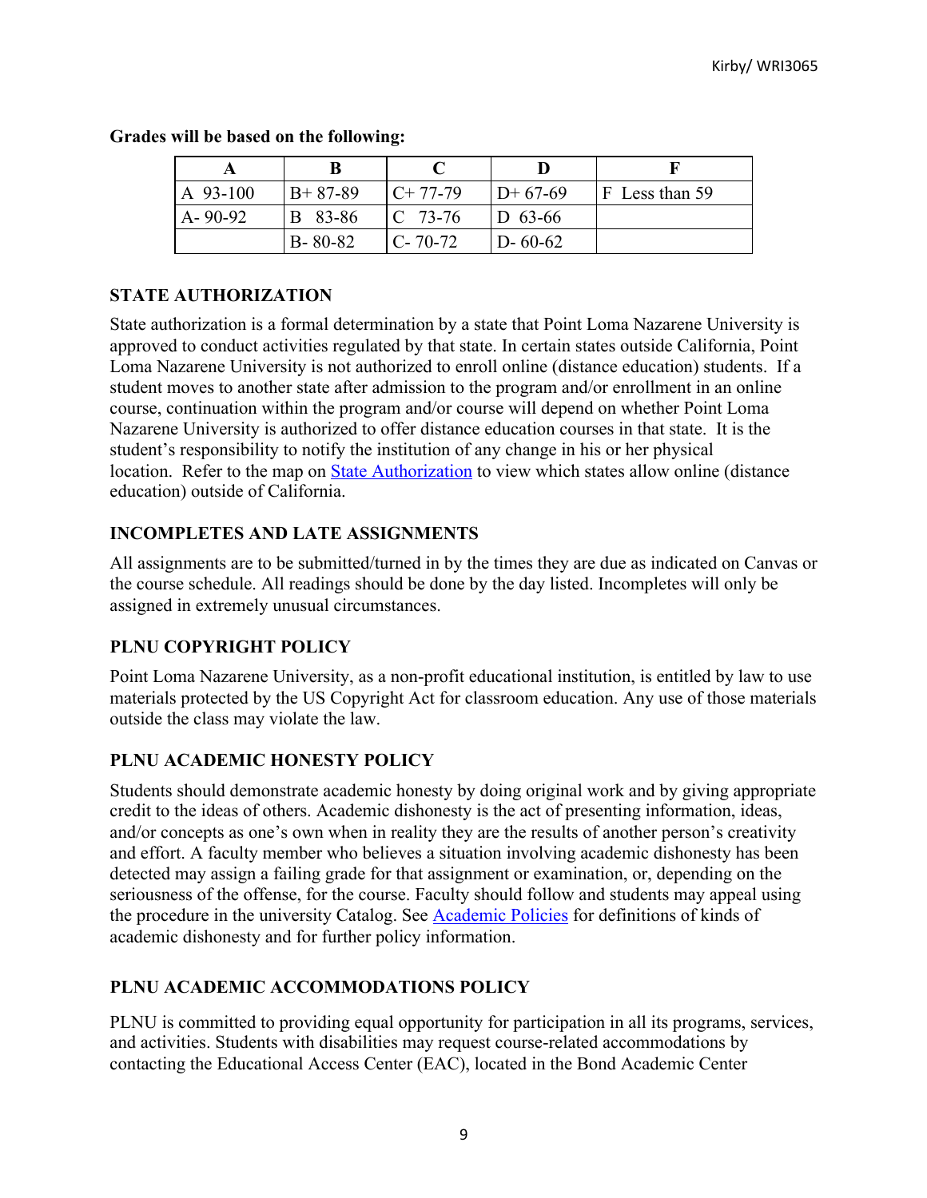**Grades will be based on the following:**

| A | B | C | D | F |
|---|---|---|---|---|
| A 93-100 | B+ 87-89 | C+ 77-79 | D+ 67-69 | F Less than 59 |
| A- 90-92 | B 83-86 | C 73-76 | D 63-66 | |
| | B- 80-82 | C- 70-72 | D- 60-62 | |

### STATE AUTHORIZATION

State authorization is a formal determination by a state that Point Loma Nazarene University is approved to conduct activities regulated by that state. In certain states outside California, Point Loma Nazarene University is not authorized to enroll online (distance education) students. If a student moves to another state after admission to the program and/or enrollment in an online course, continuation within the program and/or course will depend on whether Point Loma Nazarene University is authorized to offer distance education courses in that state. It is the student's responsibility to notify the institution of any change in his or her physical location. Refer to the map on [State Authorization] to view which states allow online (distance education) outside of California.

### INCOMPLETES AND LATE ASSIGNMENTS

All assignments are to be submitted/turned in by the times they are due as indicated on Canvas or the course schedule. All readings should be done by the day listed. Incompletes will only be assigned in extremely unusual circumstances.

### PLNU COPYRIGHT POLICY

Point Loma Nazarene University, as a non-profit educational institution, is entitled by law to use materials protected by the US Copyright Act for classroom education. Any use of those materials outside the class may violate the law.

### PLNU ACADEMIC HONESTY POLICY

Students should demonstrate academic honesty by doing original work and by giving appropriate credit to the ideas of others. Academic dishonesty is the act of presenting information, ideas, and/or concepts as one's own when in reality they are the results of another person's creativity and effort. A faculty member who believes a situation involving academic dishonesty has been detected may assign a failing grade for that assignment or examination, or, depending on the seriousness of the offense, for the course. Faculty should follow and students may appeal using the procedure in the university Catalog. See [Academic Policies] for definitions of kinds of academic dishonesty and for further policy information.

### PLNU ACADEMIC ACCOMMODATIONS POLICY

PLNU is committed to providing equal opportunity for participation in all its programs, services, and activities. Students with disabilities may request course-related accommodations by contacting the Educational Access Center (EAC), located in the Bond Academic Center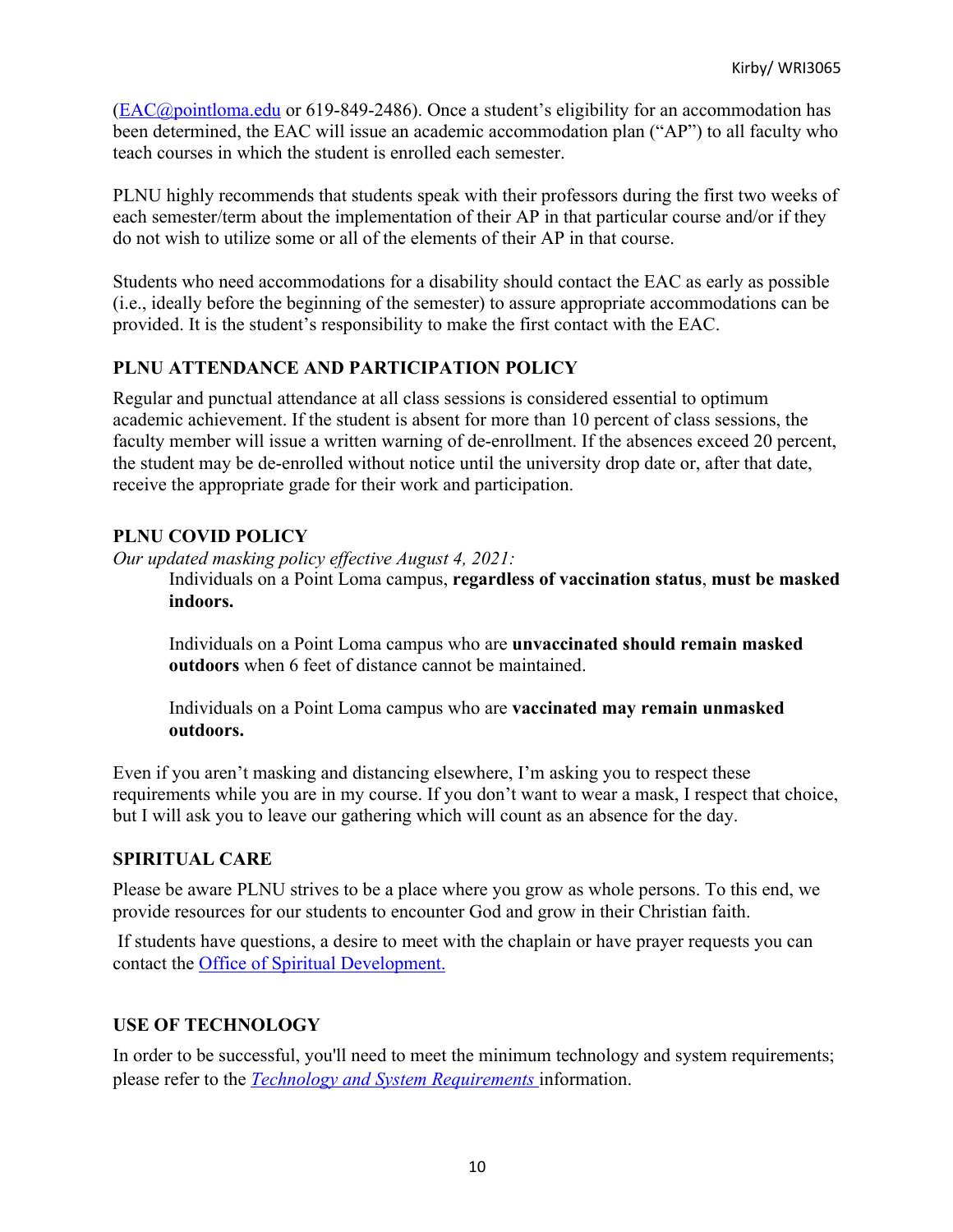(EAC@pointloma.edu or 619-849-2486). Once a student's eligibility for an accommodation has been determined, the EAC will issue an academic accommodation plan ("AP") to all faculty who teach courses in which the student is enrolled each semester.

PLNU highly recommends that students speak with their professors during the first two weeks of each semester/term about the implementation of their AP in that particular course and/or if they do not wish to utilize some or all of the elements of their AP in that course.

Students who need accommodations for a disability should contact the EAC as early as possible (i.e., ideally before the beginning of the semester) to assure appropriate accommodations can be provided. It is the student's responsibility to make the first contact with the EAC.

### PLNU ATTENDANCE AND PARTICIPATION POLICY

Regular and punctual attendance at all class sessions is considered essential to optimum academic achievement. If the student is absent for more than 10 percent of class sessions, the faculty member will issue a written warning of de-enrollment. If the absences exceed 20 percent, the student may be de-enrolled without notice until the university drop date or, after that date, receive the appropriate grade for their work and participation.

### PLNU COVID POLICY

*Our updated masking policy effective August 4, 2021:*

> Individuals on a Point Loma campus, **regardless of vaccination status**, **must be masked indoors.**
>
> Individuals on a Point Loma campus who are **unvaccinated should remain masked outdoors** when 6 feet of distance cannot be maintained.
>
> Individuals on a Point Loma campus who are **vaccinated may remain unmasked outdoors.**

Even if you aren't masking and distancing elsewhere, I'm asking you to respect these requirements while you are in my course. If you don't want to wear a mask, I respect that choice, but I will ask you to leave our gathering which will count as an absence for the day.

### SPIRITUAL CARE

Please be aware PLNU strives to be a place where you grow as whole persons. To this end, we provide resources for our students to encounter God and grow in their Christian faith.

If students have questions, a desire to meet with the chaplain or have prayer requests you can contact the Office of Spiritual Development.

### USE OF TECHNOLOGY

In order to be successful, you'll need to meet the minimum technology and system requirements; please refer to the *Technology and System Requirements* information.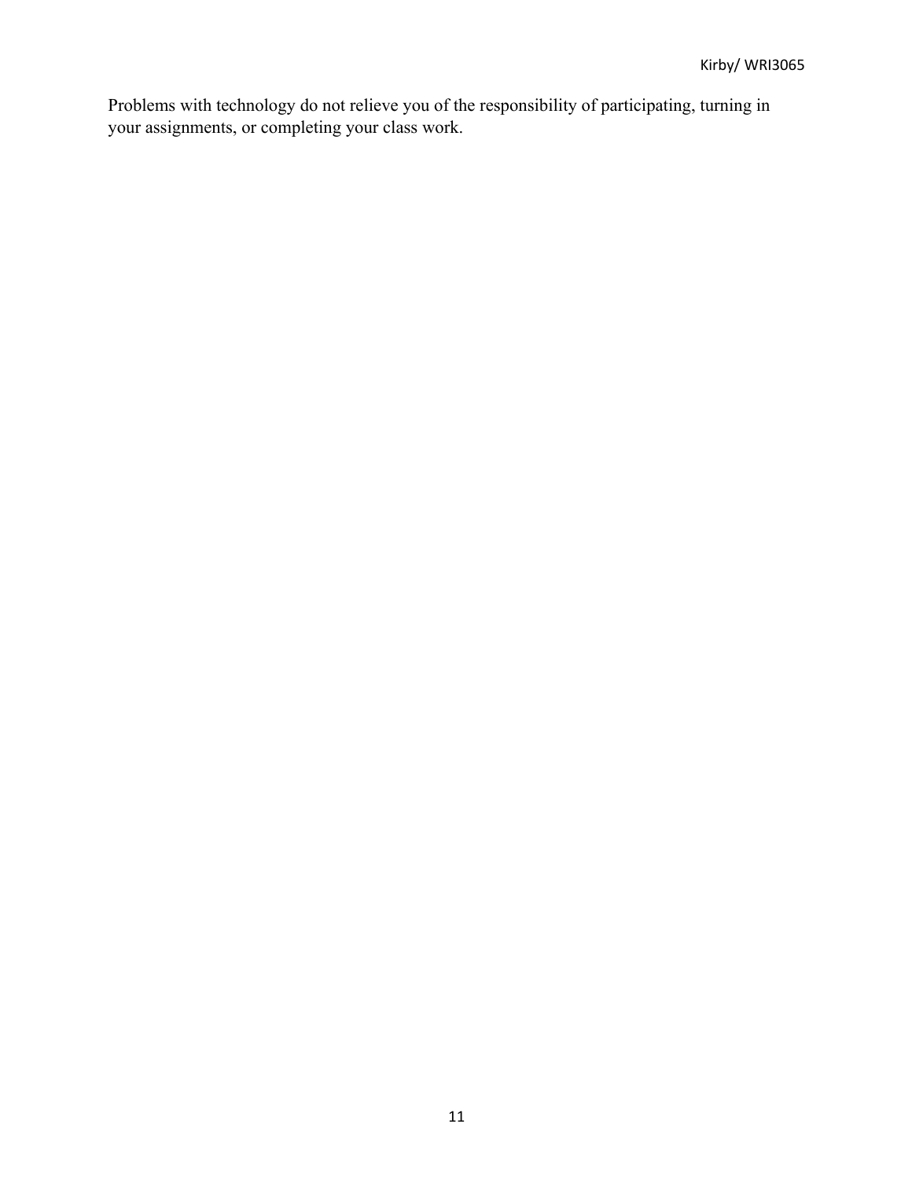Problems with technology do not relieve you of the responsibility of participating, turning in your assignments, or completing your class work.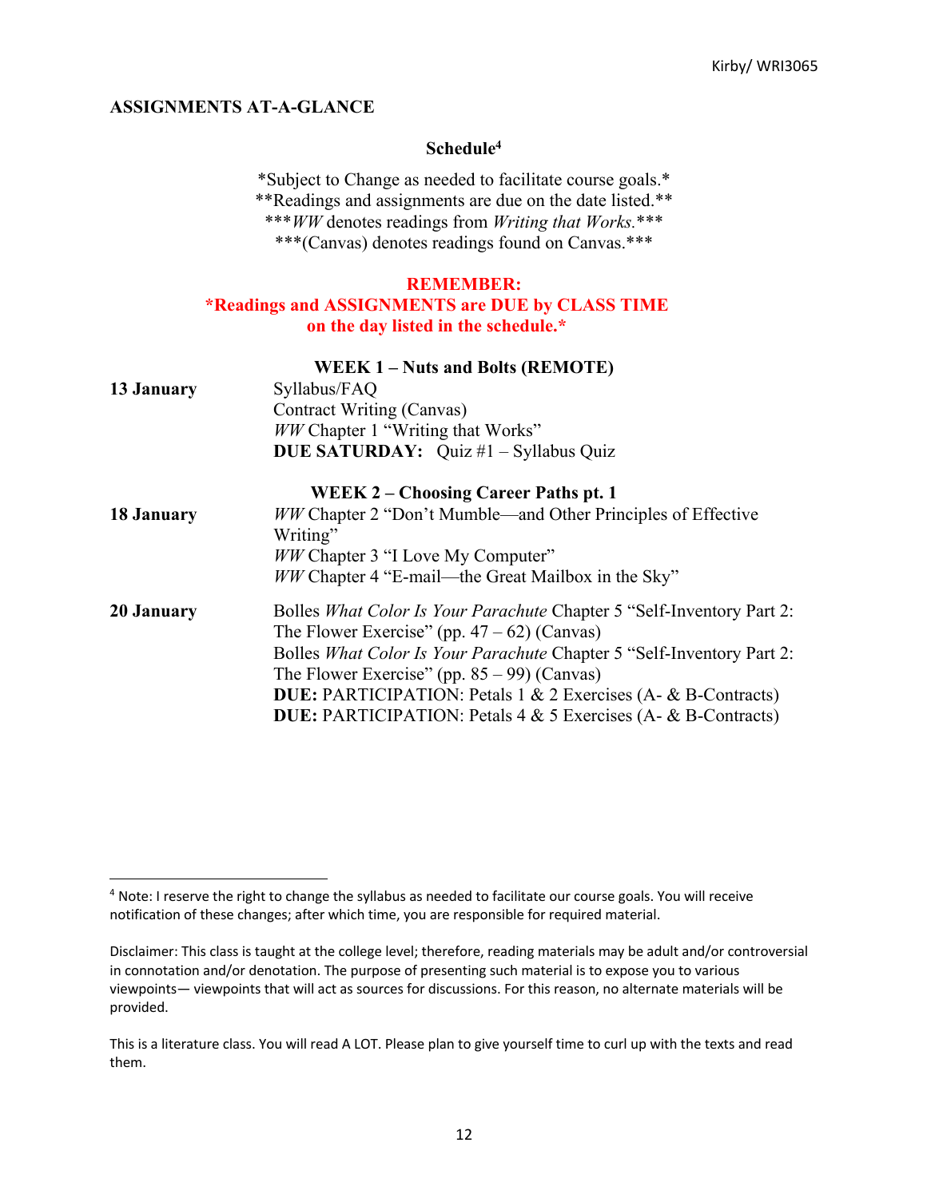## ASSIGNMENTS AT-A-GLANCE

### Schedule[4]

*Subject to Change as needed to facilitate course goals.*
**Readings and assignments are due on the date listed.**
****WW* denotes readings from *Writing that Works.****
***(Canvas) denotes readings found on Canvas.***

**REMEMBER:**
***Readings and ASSIGNMENTS are DUE by CLASS TIME on the day listed in the schedule.***

**WEEK 1 – Nuts and Bolts (REMOTE)**

| | |
|---|---|
| **13 January** | Syllabus/FAQ<br>Contract Writing (Canvas)<br>*WW* Chapter 1 "Writing that Works"<br>**DUE SATURDAY:** Quiz #1 – Syllabus Quiz |

**WEEK 2 – Choosing Career Paths pt. 1**

| | |
|---|---|
| **18 January** | *WW* Chapter 2 "Don't Mumble—and Other Principles of Effective Writing"<br>*WW* Chapter 3 "I Love My Computer"<br>*WW* Chapter 4 "E-mail—the Great Mailbox in the Sky" |
| **20 January** | Bolles *What Color Is Your Parachute* Chapter 5 "Self-Inventory Part 2: The Flower Exercise" (pp. 47 – 62) (Canvas)<br>Bolles *What Color Is Your Parachute* Chapter 5 "Self-Inventory Part 2: The Flower Exercise" (pp. 85 – 99) (Canvas)<br>**DUE:** PARTICIPATION: Petals 1 & 2 Exercises (A- & B-Contracts)<br>**DUE:** PARTICIPATION: Petals 4 & 5 Exercises (A- & B-Contracts) |

---

[4] Note: I reserve the right to change the syllabus as needed to facilitate our course goals. You will receive notification of these changes; after which time, you are responsible for required material.

Disclaimer: This class is taught at the college level; therefore, reading materials may be adult and/or controversial in connotation and/or denotation. The purpose of presenting such material is to expose you to various viewpoints— viewpoints that will act as sources for discussions. For this reason, no alternate materials will be provided.

This is a literature class. You will read A LOT. Please plan to give yourself time to curl up with the texts and read them.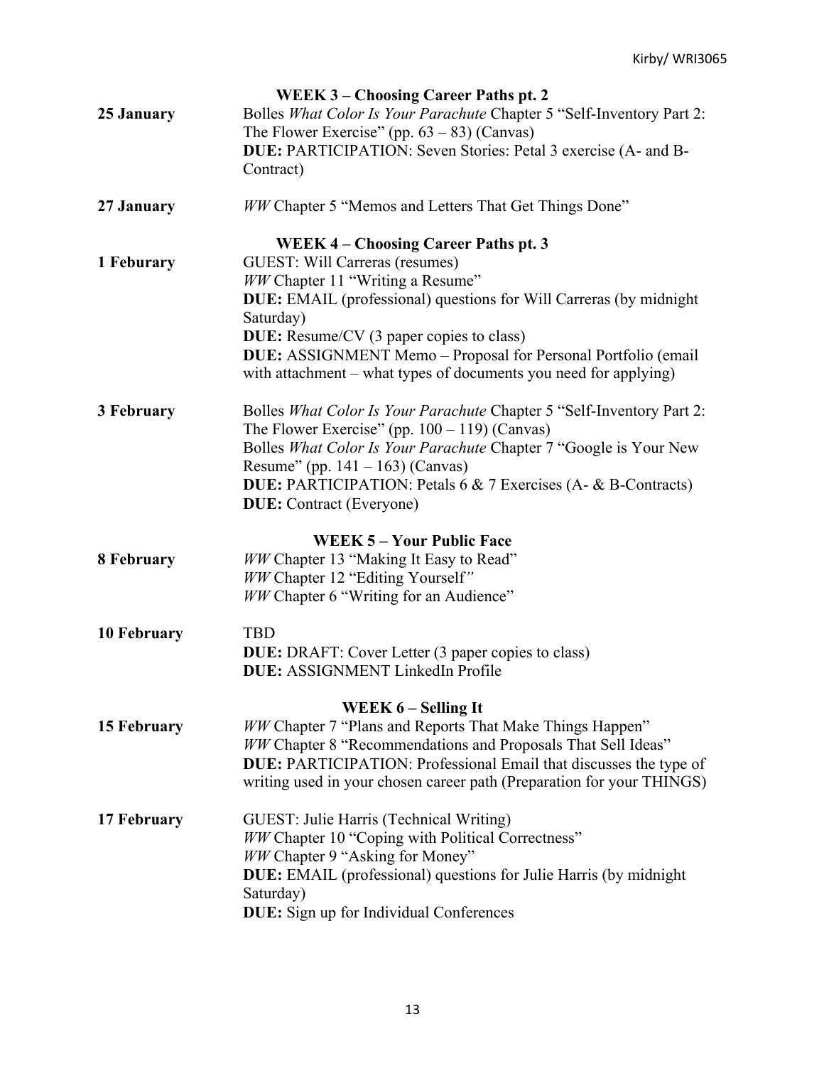### WEEK 3 – Choosing Career Paths pt. 2

**25 January**
Bolles *What Color Is Your Parachute* Chapter 5 "Self-Inventory Part 2: The Flower Exercise" (pp. 63 – 83) (Canvas)
**DUE:** PARTICIPATION: Seven Stories: Petal 3 exercise (A- and B-Contract)

**27 January**
*WW* Chapter 5 "Memos and Letters That Get Things Done"

### WEEK 4 – Choosing Career Paths pt. 3

**1 Feburary**
GUEST: Will Carreras (resumes)
*WW* Chapter 11 "Writing a Resume"
**DUE:** EMAIL (professional) questions for Will Carreras (by midnight Saturday)
**DUE:** Resume/CV (3 paper copies to class)
**DUE:** ASSIGNMENT Memo – Proposal for Personal Portfolio (email with attachment – what types of documents you need for applying)

**3 February**
Bolles *What Color Is Your Parachute* Chapter 5 "Self-Inventory Part 2: The Flower Exercise" (pp. 100 – 119) (Canvas)
Bolles *What Color Is Your Parachute* Chapter 7 "Google is Your New Resume" (pp. 141 – 163) (Canvas)
**DUE:** PARTICIPATION: Petals 6 & 7 Exercises (A- & B-Contracts)
**DUE:** Contract (Everyone)

### WEEK 5 – Your Public Face

**8 February**
*WW* Chapter 13 "Making It Easy to Read"
*WW* Chapter 12 "Editing Yourself"
*WW* Chapter 6 "Writing for an Audience"

**10 February**
TBD
**DUE:** DRAFT: Cover Letter (3 paper copies to class)
**DUE:** ASSIGNMENT LinkedIn Profile

### WEEK 6 – Selling It

**15 February**
*WW* Chapter 7 "Plans and Reports That Make Things Happen"
*WW* Chapter 8 "Recommendations and Proposals That Sell Ideas"
**DUE:** PARTICIPATION: Professional Email that discusses the type of writing used in your chosen career path (Preparation for your THINGS)

**17 February**
GUEST: Julie Harris (Technical Writing)
*WW* Chapter 10 "Coping with Political Correctness"
*WW* Chapter 9 "Asking for Money"
**DUE:** EMAIL (professional) questions for Julie Harris (by midnight Saturday)
**DUE:** Sign up for Individual Conferences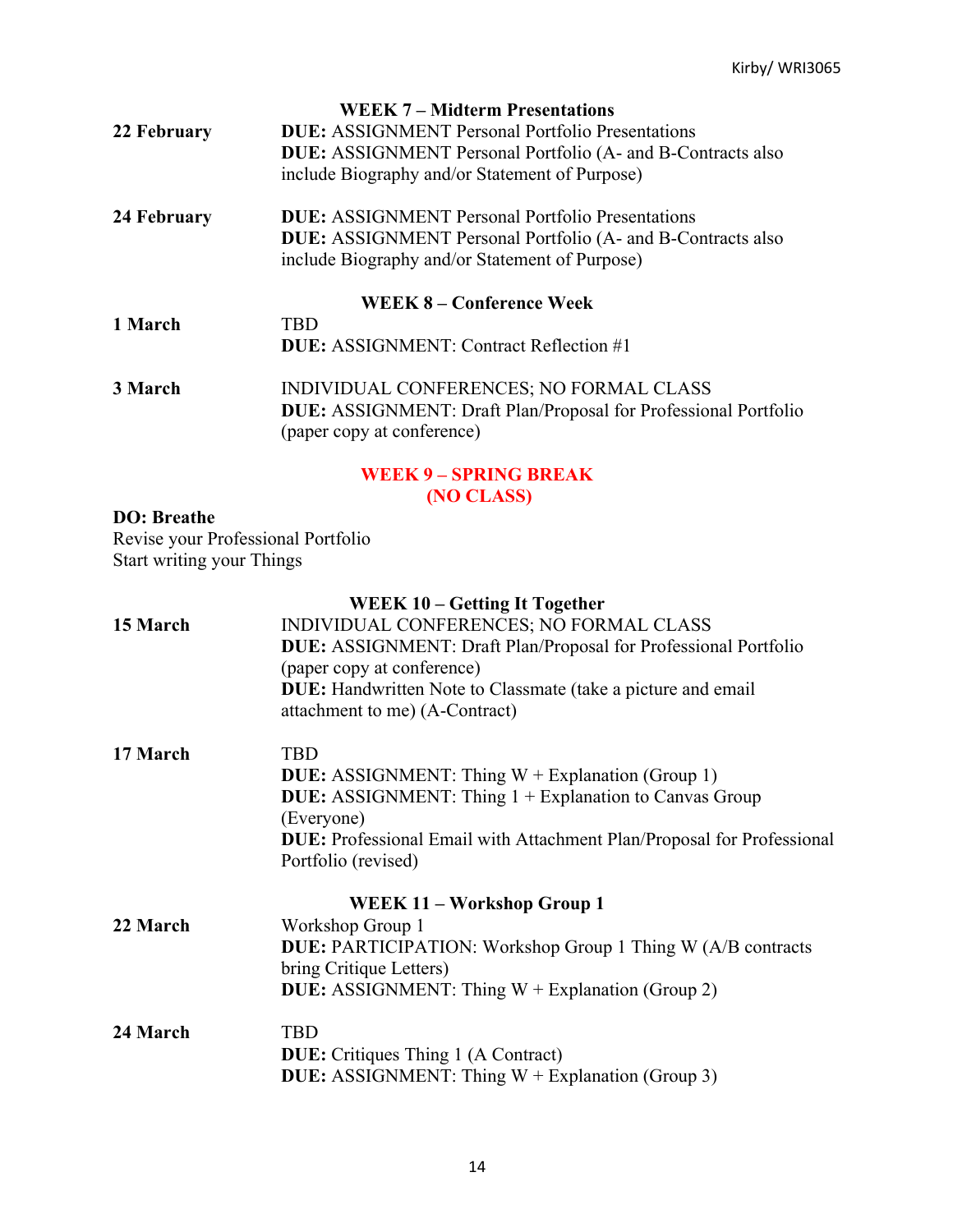### WEEK 7 – Midterm Presentations

**22 February**
**DUE:** ASSIGNMENT Personal Portfolio Presentations
**DUE:** ASSIGNMENT Personal Portfolio (A- and B-Contracts also include Biography and/or Statement of Purpose)

**24 February**
**DUE:** ASSIGNMENT Personal Portfolio Presentations
**DUE:** ASSIGNMENT Personal Portfolio (A- and B-Contracts also include Biography and/or Statement of Purpose)

### WEEK 8 – Conference Week

**1 March**
TBD
**DUE:** ASSIGNMENT: Contract Reflection #1

**3 March**
INDIVIDUAL CONFERENCES; NO FORMAL CLASS
**DUE:** ASSIGNMENT: Draft Plan/Proposal for Professional Portfolio (paper copy at conference)

### WEEK 9 – SPRING BREAK (NO CLASS)

**DO: Breathe**
Revise your Professional Portfolio
Start writing your Things

### WEEK 10 – Getting It Together

**15 March**
INDIVIDUAL CONFERENCES; NO FORMAL CLASS
**DUE:** ASSIGNMENT: Draft Plan/Proposal for Professional Portfolio (paper copy at conference)
**DUE:** Handwritten Note to Classmate (take a picture and email attachment to me) (A-Contract)

**17 March**
TBD
**DUE:** ASSIGNMENT: Thing W + Explanation (Group 1)
**DUE:** ASSIGNMENT: Thing 1 + Explanation to Canvas Group (Everyone)
**DUE:** Professional Email with Attachment Plan/Proposal for Professional Portfolio (revised)

### WEEK 11 – Workshop Group 1

**22 March**
Workshop Group 1
**DUE:** PARTICIPATION: Workshop Group 1 Thing W (A/B contracts bring Critique Letters)
**DUE:** ASSIGNMENT: Thing W + Explanation (Group 2)

**24 March**
TBD
**DUE:** Critiques Thing 1 (A Contract)
**DUE:** ASSIGNMENT: Thing W + Explanation (Group 3)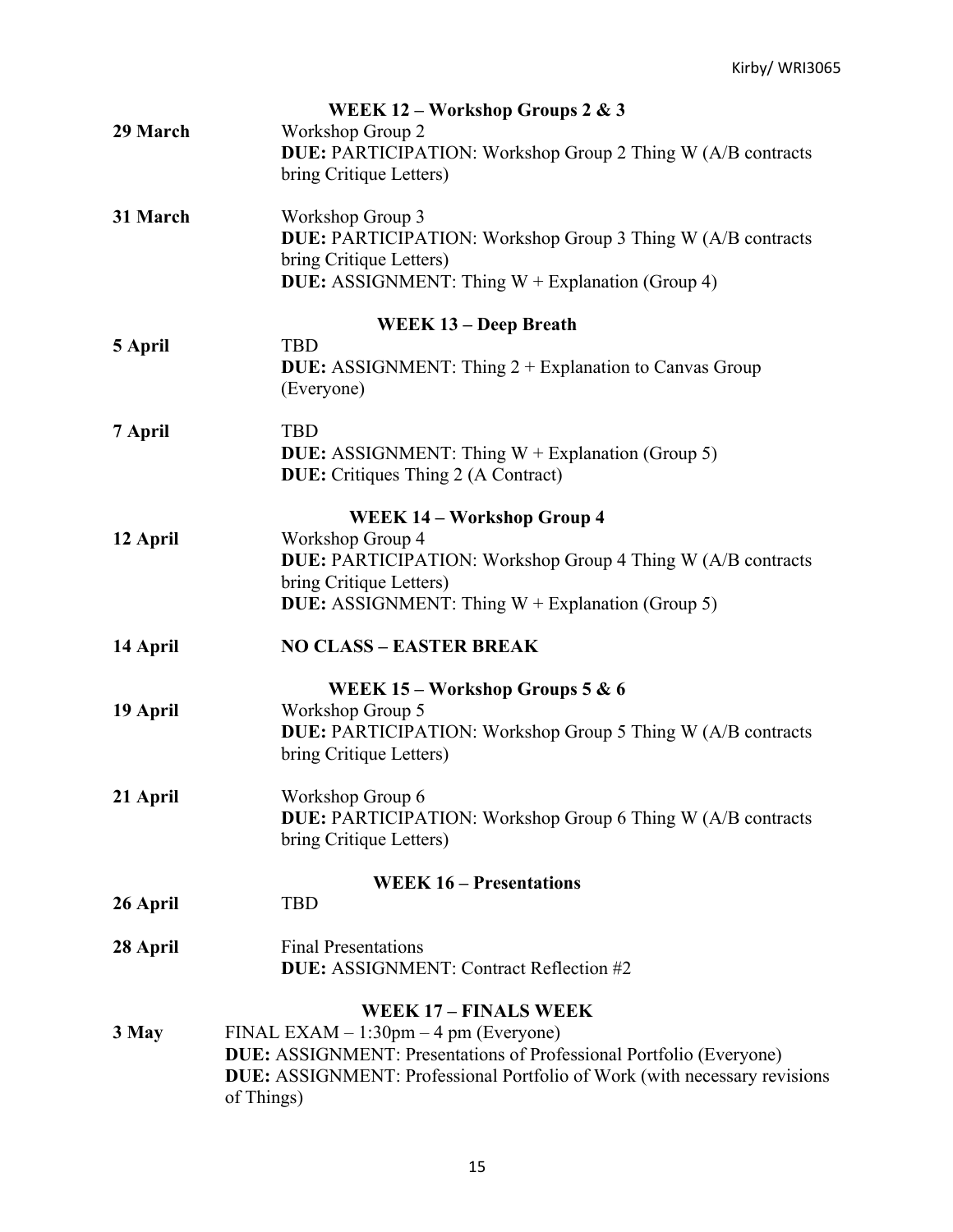**WEEK 12 – Workshop Groups 2 & 3**

**29 March** Workshop Group 2
**DUE:** PARTICIPATION: Workshop Group 2 Thing W (A/B contracts bring Critique Letters)

**31 March** Workshop Group 3
**DUE:** PARTICIPATION: Workshop Group 3 Thing W (A/B contracts bring Critique Letters)
**DUE:** ASSIGNMENT: Thing W + Explanation (Group 4)

**WEEK 13 – Deep Breath**

**5 April** TBD
**DUE:** ASSIGNMENT: Thing 2 + Explanation to Canvas Group (Everyone)

**7 April** TBD
**DUE:** ASSIGNMENT: Thing W + Explanation (Group 5)
**DUE:** Critiques Thing 2 (A Contract)

**WEEK 14 – Workshop Group 4**

**12 April** Workshop Group 4
**DUE:** PARTICIPATION: Workshop Group 4 Thing W (A/B contracts bring Critique Letters)
**DUE:** ASSIGNMENT: Thing W + Explanation (Group 5)

**14 April** **NO CLASS – EASTER BREAK**

**WEEK 15 – Workshop Groups 5 & 6**

**19 April** Workshop Group 5
**DUE:** PARTICIPATION: Workshop Group 5 Thing W (A/B contracts bring Critique Letters)

**21 April** Workshop Group 6
**DUE:** PARTICIPATION: Workshop Group 6 Thing W (A/B contracts bring Critique Letters)

**WEEK 16 – Presentations**

**26 April** TBD

**28 April** Final Presentations
**DUE:** ASSIGNMENT: Contract Reflection #2

**WEEK 17 – FINALS WEEK**

**3 May** FINAL EXAM – 1:30pm – 4 pm (Everyone)
**DUE:** ASSIGNMENT: Presentations of Professional Portfolio (Everyone)
**DUE:** ASSIGNMENT: Professional Portfolio of Work (with necessary revisions of Things)